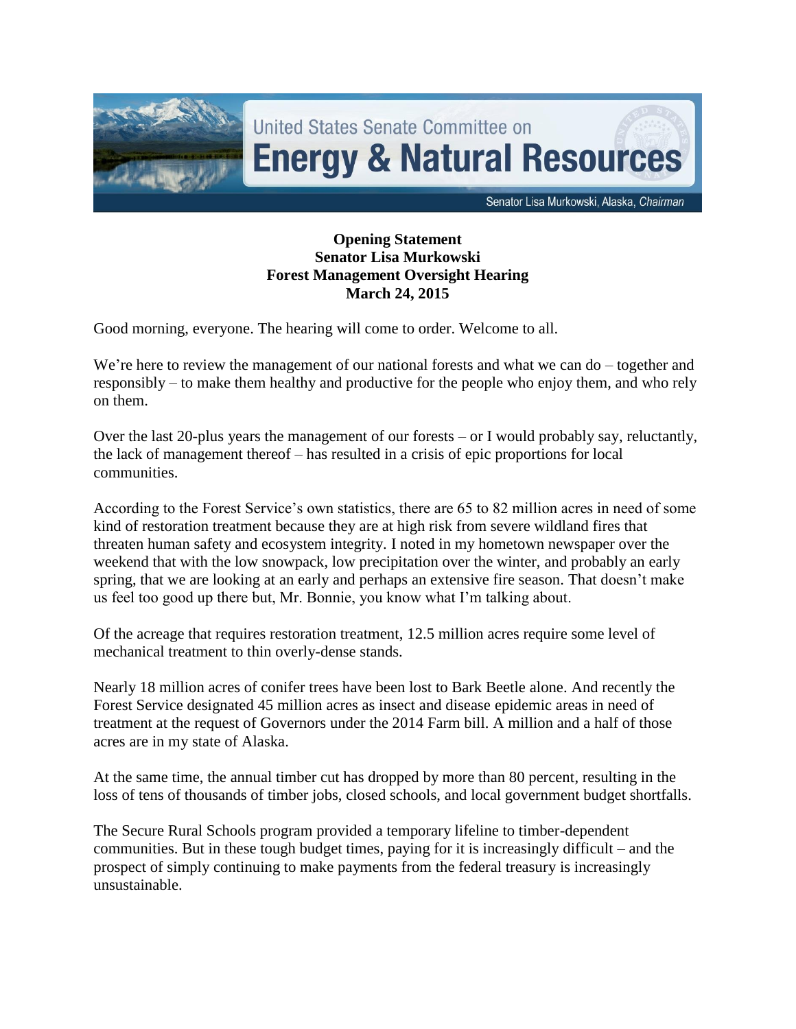United States Senate Committee on

# Energy & Natural Resources

Senator Lisa Murkowski, Alaska, *Chairman*

**Opening Statement**
**Senator Lisa Murkowski**
**Forest Management Oversight Hearing**
**March 24, 2015**

Good morning, everyone. The hearing will come to order. Welcome to all.

We're here to review the management of our national forests and what we can do – together and responsibly – to make them healthy and productive for the people who enjoy them, and who rely on them.

Over the last 20-plus years the management of our forests – or I would probably say, reluctantly, the lack of management thereof – has resulted in a crisis of epic proportions for local communities.

According to the Forest Service's own statistics, there are 65 to 82 million acres in need of some kind of restoration treatment because they are at high risk from severe wildland fires that threaten human safety and ecosystem integrity. I noted in my hometown newspaper over the weekend that with the low snowpack, low precipitation over the winter, and probably an early spring, that we are looking at an early and perhaps an extensive fire season. That doesn't make us feel too good up there but, Mr. Bonnie, you know what I'm talking about.

Of the acreage that requires restoration treatment, 12.5 million acres require some level of mechanical treatment to thin overly-dense stands.

Nearly 18 million acres of conifer trees have been lost to Bark Beetle alone. And recently the Forest Service designated 45 million acres as insect and disease epidemic areas in need of treatment at the request of Governors under the 2014 Farm bill. A million and a half of those acres are in my state of Alaska.

At the same time, the annual timber cut has dropped by more than 80 percent, resulting in the loss of tens of thousands of timber jobs, closed schools, and local government budget shortfalls.

The Secure Rural Schools program provided a temporary lifeline to timber-dependent communities. But in these tough budget times, paying for it is increasingly difficult – and the prospect of simply continuing to make payments from the federal treasury is increasingly unsustainable.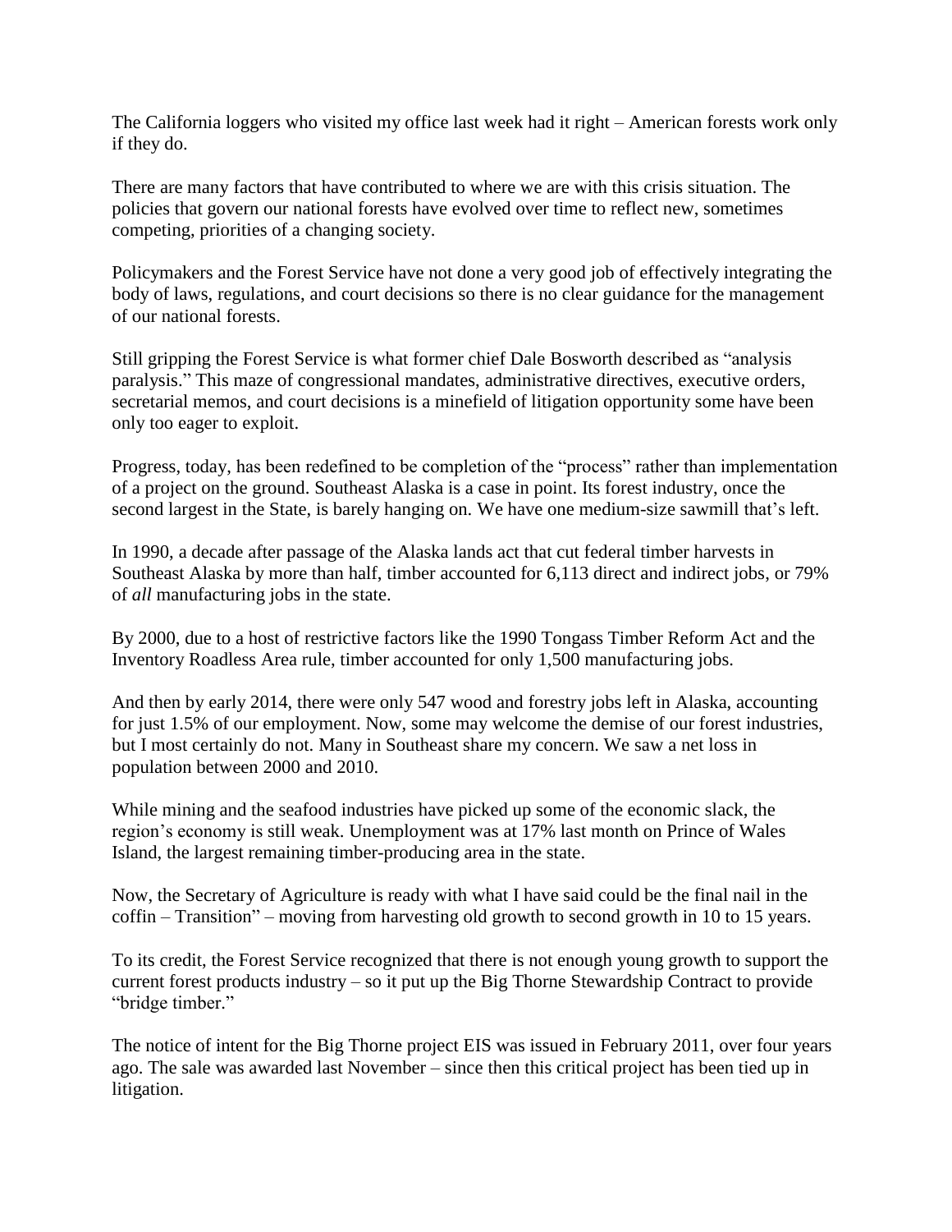The California loggers who visited my office last week had it right – American forests work only if they do.

There are many factors that have contributed to where we are with this crisis situation. The policies that govern our national forests have evolved over time to reflect new, sometimes competing, priorities of a changing society.

Policymakers and the Forest Service have not done a very good job of effectively integrating the body of laws, regulations, and court decisions so there is no clear guidance for the management of our national forests.

Still gripping the Forest Service is what former chief Dale Bosworth described as "analysis paralysis." This maze of congressional mandates, administrative directives, executive orders, secretarial memos, and court decisions is a minefield of litigation opportunity some have been only too eager to exploit.

Progress, today, has been redefined to be completion of the "process" rather than implementation of a project on the ground. Southeast Alaska is a case in point. Its forest industry, once the second largest in the State, is barely hanging on. We have one medium-size sawmill that's left.

In 1990, a decade after passage of the Alaska lands act that cut federal timber harvests in Southeast Alaska by more than half, timber accounted for 6,113 direct and indirect jobs, or 79% of *all* manufacturing jobs in the state.

By 2000, due to a host of restrictive factors like the 1990 Tongass Timber Reform Act and the Inventory Roadless Area rule, timber accounted for only 1,500 manufacturing jobs.

And then by early 2014, there were only 547 wood and forestry jobs left in Alaska, accounting for just 1.5% of our employment. Now, some may welcome the demise of our forest industries, but I most certainly do not. Many in Southeast share my concern. We saw a net loss in population between 2000 and 2010.

While mining and the seafood industries have picked up some of the economic slack, the region's economy is still weak. Unemployment was at 17% last month on Prince of Wales Island, the largest remaining timber-producing area in the state.

Now, the Secretary of Agriculture is ready with what I have said could be the final nail in the coffin – Transition" – moving from harvesting old growth to second growth in 10 to 15 years.

To its credit, the Forest Service recognized that there is not enough young growth to support the current forest products industry – so it put up the Big Thorne Stewardship Contract to provide "bridge timber."

The notice of intent for the Big Thorne project EIS was issued in February 2011, over four years ago. The sale was awarded last November – since then this critical project has been tied up in litigation.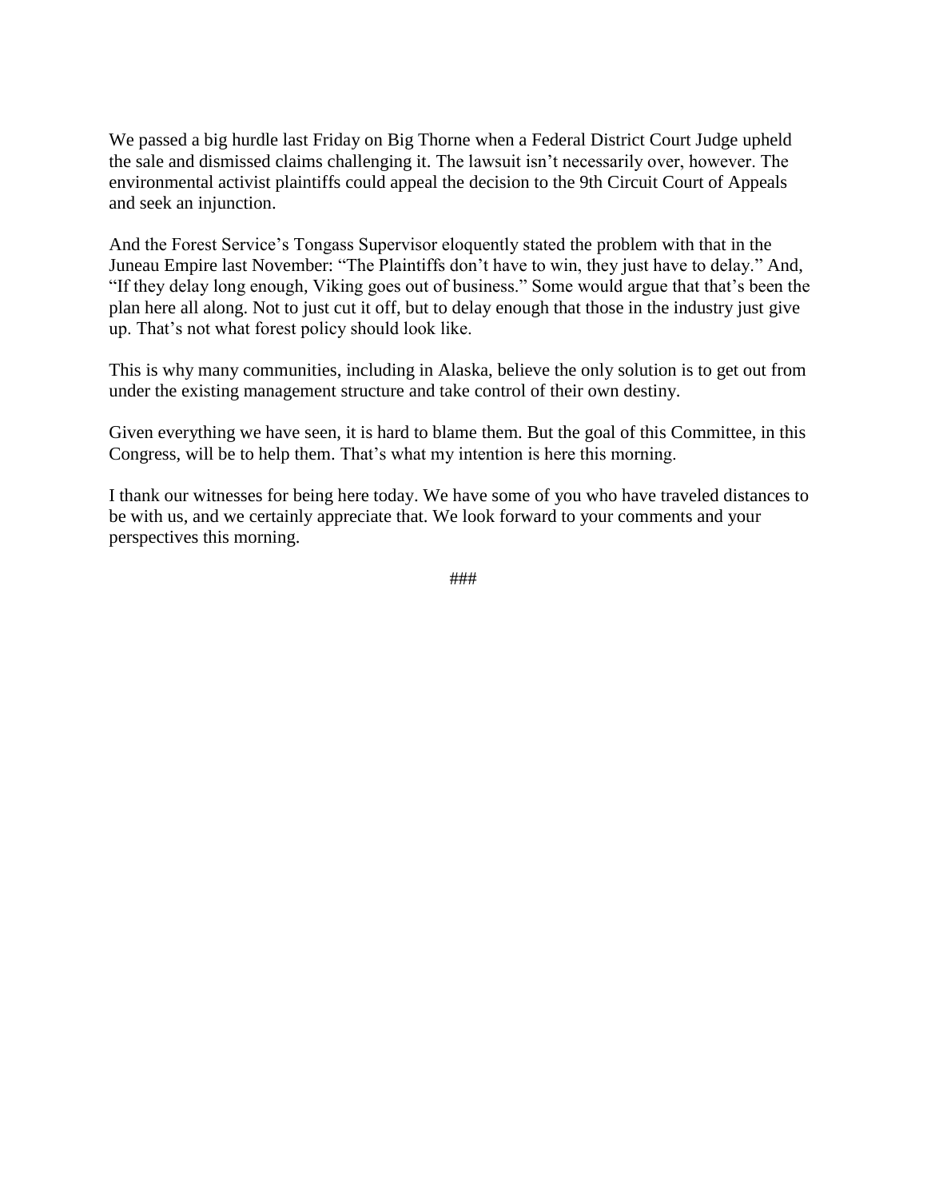We passed a big hurdle last Friday on Big Thorne when a Federal District Court Judge upheld the sale and dismissed claims challenging it. The lawsuit isn't necessarily over, however. The environmental activist plaintiffs could appeal the decision to the 9th Circuit Court of Appeals and seek an injunction.

And the Forest Service's Tongass Supervisor eloquently stated the problem with that in the Juneau Empire last November: "The Plaintiffs don't have to win, they just have to delay." And, "If they delay long enough, Viking goes out of business." Some would argue that that's been the plan here all along. Not to just cut it off, but to delay enough that those in the industry just give up. That's not what forest policy should look like.

This is why many communities, including in Alaska, believe the only solution is to get out from under the existing management structure and take control of their own destiny.

Given everything we have seen, it is hard to blame them. But the goal of this Committee, in this Congress, will be to help them. That's what my intention is here this morning.

I thank our witnesses for being here today. We have some of you who have traveled distances to be with us, and we certainly appreciate that. We look forward to your comments and your perspectives this morning.

###